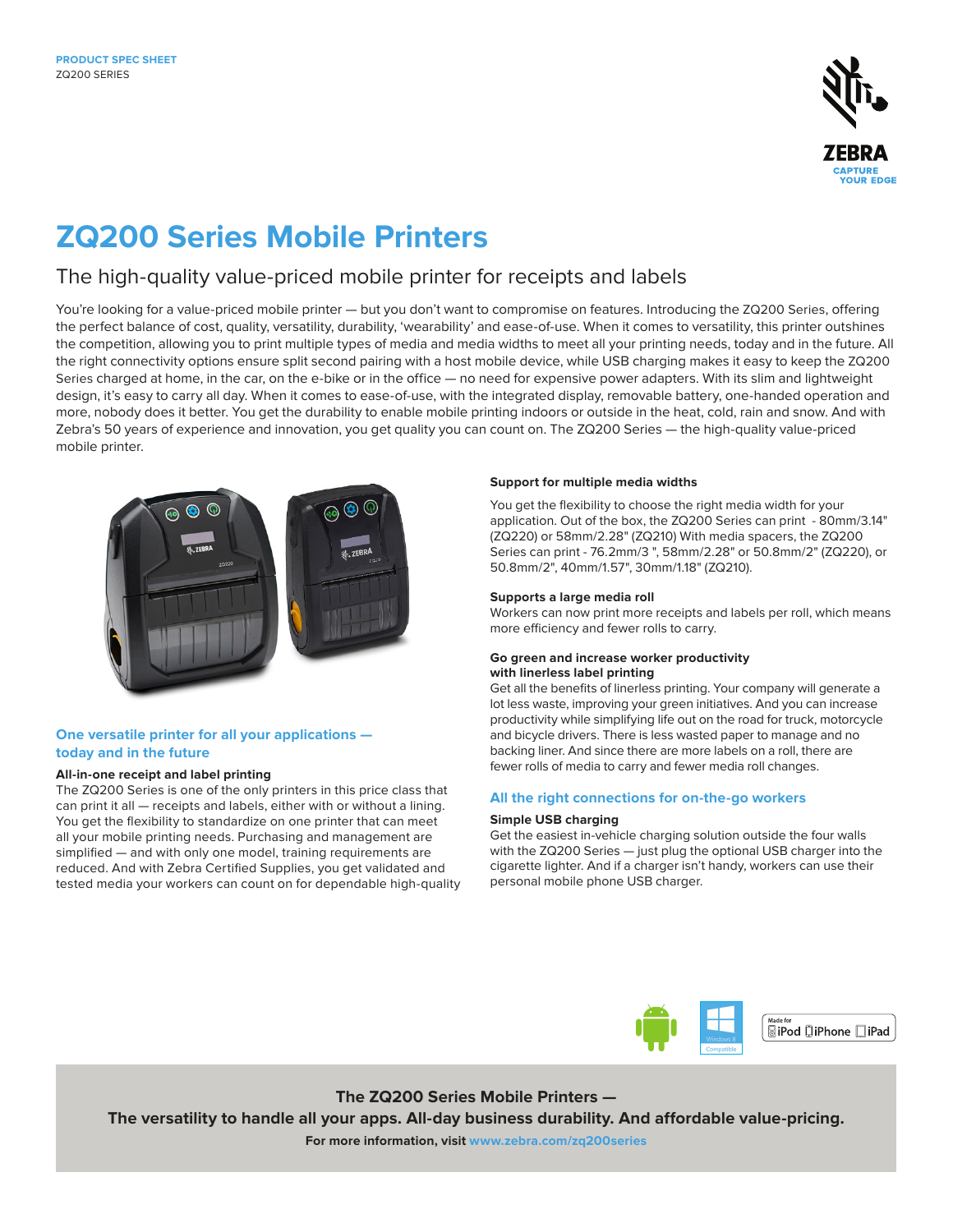PRODUCT SPEC SHEET
ZQ200 SERIES

# ZQ200 Series Mobile Printers

## The high-quality value-priced mobile printer for receipts and labels

You're looking for a value-priced mobile printer — but you don't want to compromise on features. Introducing the ZQ200 Series, offering the perfect balance of cost, quality, versatility, durability, 'wearability' and ease-of-use. When it comes to versatility, this printer outshines the competition, allowing you to print multiple types of media and media widths to meet all your printing needs, today and in the future. All the right connectivity options ensure split second pairing with a host mobile device, while USB charging makes it easy to keep the ZQ200 Series charged at home, in the car, on the e-bike or in the office — no need for expensive power adapters. With its slim and lightweight design, it's easy to carry all day. When it comes to ease-of-use, with the integrated display, removable battery, one-handed operation and more, nobody does it better. You get the durability to enable mobile printing indoors or outside in the heat, cold, rain and snow. And with Zebra's 50 years of experience and innovation, you get quality you can count on. The ZQ200 Series — the high-quality value-priced mobile printer.

### One versatile printer for all your applications — today and in the future

**All-in-one receipt and label printing**

The ZQ200 Series is one of the only printers in this price class that can print it all — receipts and labels, either with or without a lining. You get the flexibility to standardize on one printer that can meet all your mobile printing needs. Purchasing and management are simplified — and with only one model, training requirements are reduced. And with Zebra Certified Supplies, you get validated and tested media your workers can count on for dependable high-quality

**Support for multiple media widths**

You get the flexibility to choose the right media width for your application. Out of the box, the ZQ200 Series can print - 80mm/3.14" (ZQ220) or 58mm/2.28" (ZQ210) With media spacers, the ZQ200 Series can print - 76.2mm/3 ", 58mm/2.28" or 50.8mm/2" (ZQ220), or 50.8mm/2", 40mm/1.57", 30mm/1.18" (ZQ210).

**Supports a large media roll**

Workers can now print more receipts and labels per roll, which means more efficiency and fewer rolls to carry.

**Go green and increase worker productivity with linerless label printing**

Get all the benefits of linerless printing. Your company will generate a lot less waste, improving your green initiatives. And you can increase productivity while simplifying life out on the road for truck, motorcycle and bicycle drivers. There is less wasted paper to manage and no backing liner. And since there are more labels on a roll, there are fewer rolls of media to carry and fewer media roll changes.

### All the right connections for on-the-go workers

**Simple USB charging**

Get the easiest in-vehicle charging solution outside the four walls with the ZQ200 Series — just plug the optional USB charger into the cigarette lighter. And if a charger isn't handy, workers can use their personal mobile phone USB charger.

**The ZQ200 Series Mobile Printers —**
**The versatility to handle all your apps. All-day business durability. And affordable value-pricing.**

**For more information, visit www.zebra.com/zq200series**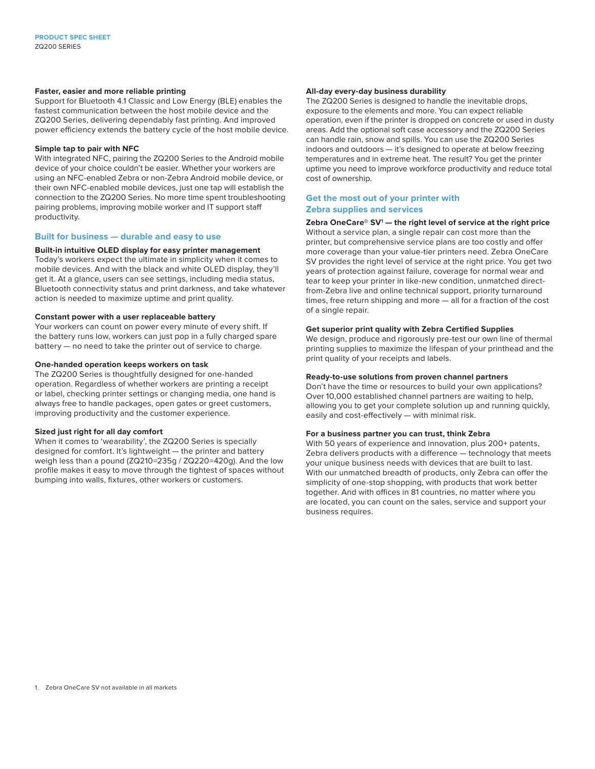### Faster, easier and more reliable printing

Support for Bluetooth 4.1 Classic and Low Energy (BLE) enables the fastest communication between the host mobile device and the ZQ200 Series, delivering dependably fast printing. And improved power efficiency extends the battery cycle of the host mobile device.

### Simple tap to pair with NFC

With integrated NFC, pairing the ZQ200 Series to the Android mobile device of your choice couldn't be easier. Whether your workers are using an NFC-enabled Zebra or non-Zebra Android mobile device, or their own NFC-enabled mobile devices, just one tap will establish the connection to the ZQ200 Series. No more time spent troubleshooting pairing problems, improving mobile worker and IT support staff productivity.

## Built for business — durable and easy to use

### Built-in intuitive OLED display for easy printer management

Today's workers expect the ultimate in simplicity when it comes to mobile devices. And with the black and white OLED display, they'll get it. At a glance, users can see settings, including media status, Bluetooth connectivity status and print darkness, and take whatever action is needed to maximize uptime and print quality.

### Constant power with a user replaceable battery

Your workers can count on power every minute of every shift. If the battery runs low, workers can just pop in a fully charged spare battery — no need to take the printer out of service to charge.

### One-handed operation keeps workers on task

The ZQ200 Series is thoughtfully designed for one-handed operation. Regardless of whether workers are printing a receipt or label, checking printer settings or changing media, one hand is always free to handle packages, open gates or greet customers, improving productivity and the customer experience.

### Sized just right for all day comfort

When it comes to 'wearability', the ZQ200 Series is specially designed for comfort. It's lightweight — the printer and battery weigh less than a pound (ZQ210=235g / ZQ220=420g). And the low profile makes it easy to move through the tightest of spaces without bumping into walls, fixtures, other workers or customers.

### All-day every-day business durability

The ZQ200 Series is designed to handle the inevitable drops, exposure to the elements and more. You can expect reliable operation, even if the printer is dropped on concrete or used in dusty areas. Add the optional soft case accessory and the ZQ200 Series can handle rain, snow and spills. You can use the ZQ200 Series indoors and outdoors — it's designed to operate at below freezing temperatures and in extreme heat. The result? You get the printer uptime you need to improve workforce productivity and reduce total cost of ownership.

## Get the most out of your printer with Zebra supplies and services

### Zebra OneCare® SV[1] — the right level of service at the right price

Without a service plan, a single repair can cost more than the printer, but comprehensive service plans are too costly and offer more coverage than your value-tier printers need. Zebra OneCare SV provides the right level of service at the right price. You get two years of protection against failure, coverage for normal wear and tear to keep your printer in like-new condition, unmatched direct-from-Zebra live and online technical support, priority turnaround times, free return shipping and more — all for a fraction of the cost of a single repair.

### Get superior print quality with Zebra Certified Supplies

We design, produce and rigorously pre-test our own line of thermal printing supplies to maximize the lifespan of your printhead and the print quality of your receipts and labels.

### Ready-to-use solutions from proven channel partners

Don't have the time or resources to build your own applications? Over 10,000 established channel partners are waiting to help, allowing you to get your complete solution up and running quickly, easily and cost-effectively — with minimal risk.

### For a business partner you can trust, think Zebra

With 50 years of experience and innovation, plus 200+ patents, Zebra delivers products with a difference — technology that meets your unique business needs with devices that are built to last. With our unmatched breadth of products, only Zebra can offer the simplicity of one-stop shopping, with products that work better together. And with offices in 81 countries, no matter where you are located, you can count on the sales, service and support your business requires.

1. Zebra OneCare SV not available in all markets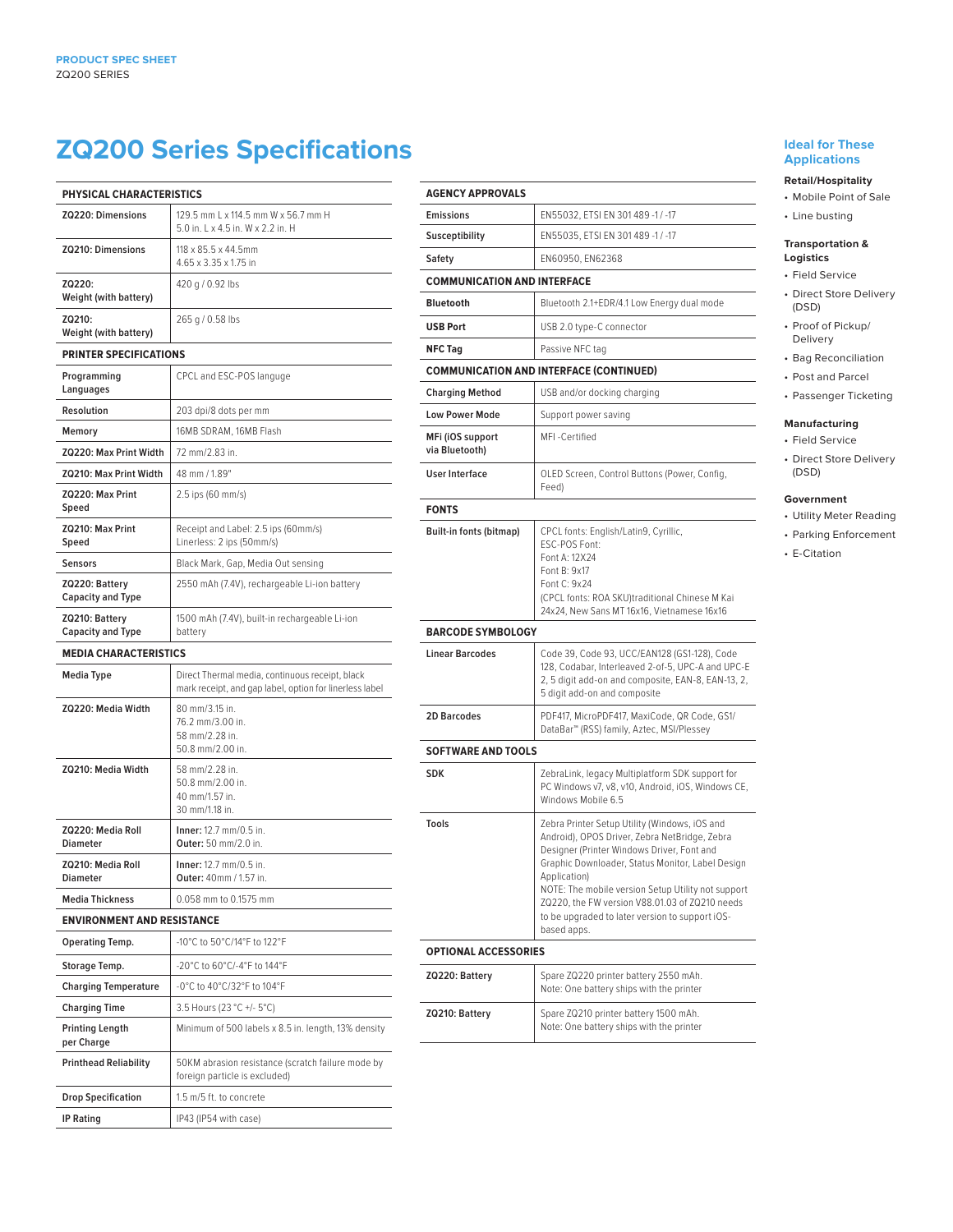# ZQ200 Series Specifications

| PHYSICAL CHARACTERISTICS | |
|---|---|
| ZQ220: Dimensions | 129.5 mm L x 114.5 mm W x 56.7 mm H<br>5.0 in. L x 4.5 in. W x 2.2 in. H |
| ZQ210: Dimensions | 118 x 85.5 x 44.5mm<br>4.65 x 3.35 x 1.75 in |
| ZQ220: Weight (with battery) | 420 g / 0.92 lbs |
| ZQ210: Weight (with battery) | 265 g / 0.58 lbs |

| PRINTER SPECIFICATIONS | |
|---|---|
| Programming Languages | CPCL and ESC-POS languge |
| Resolution | 203 dpi/8 dots per mm |
| Memory | 16MB SDRAM, 16MB Flash |
| ZQ220: Max Print Width | 72 mm/2.83 in. |
| ZQ210: Max Print Width | 48 mm / 1.89" |
| ZQ220: Max Print Speed | 2.5 ips (60 mm/s) |
| ZQ210: Max Print Speed | Receipt and Label: 2.5 ips (60mm/s)<br>Linerless: 2 ips (50mm/s) |
| Sensors | Black Mark, Gap, Media Out sensing |
| ZQ220: Battery Capacity and Type | 2550 mAh (7.4V), rechargeable Li-ion battery |
| ZQ210: Battery Capacity and Type | 1500 mAh (7.4V), built-in rechargeable Li-ion battery |

| MEDIA CHARACTERISTICS | |
|---|---|
| Media Type | Direct Thermal media, continuous receipt, black mark receipt, and gap label, option for linerless label |
| ZQ220: Media Width | 80 mm/3.15 in.<br>76.2 mm/3.00 in.<br>58 mm/2.28 in.<br>50.8 mm/2.00 in. |
| ZQ210: Media Width | 58 mm/2.28 in.<br>50.8 mm/2.00 in.<br>40 mm/1.57 in.<br>30 mm/1.18 in. |
| ZQ220: Media Roll Diameter | **Inner:** 12.7 mm/0.5 in.<br>**Outer:** 50 mm/2.0 in. |
| ZQ210: Media Roll Diameter | **Inner:** 12.7 mm/0.5 in.<br>**Outer:** 40mm / 1.57 in. |
| Media Thickness | 0.058 mm to 0.1575 mm |

| ENVIRONMENT AND RESISTANCE | |
|---|---|
| Operating Temp. | -10°C to 50°C/14°F to 122°F |
| Storage Temp. | -20°C to 60°C/-4°F to 144°F |
| Charging Temperature | -0°C to 40°C/32°F to 104°F |
| Charging Time | 3.5 Hours (23 °C +/- 5°C) |
| Printing Length per Charge | Minimum of 500 labels x 8.5 in. length, 13% density |
| Printhead Reliability | 50KM abrasion resistance (scratch failure mode by foreign particle is excluded) |
| Drop Specification | 1.5 m/5 ft. to concrete |
| IP Rating | IP43 (IP54 with case) |

| AGENCY APPROVALS | |
|---|---|
| Emissions | EN55032, ETSI EN 301 489 -1 / -17 |
| Susceptibility | EN55035, ETSI EN 301 489 -1 / -17 |
| Safety | EN60950, EN62368 |

| COMMUNICATION AND INTERFACE | |
|---|---|
| Bluetooth | Bluetooth 2.1+EDR/4.1 Low Energy dual mode |
| USB Port | USB 2.0 type-C connector |
| NFC Tag | Passive NFC tag |

| COMMUNICATION AND INTERFACE (CONTINUED) | |
|---|---|
| Charging Method | USB and/or docking charging |
| Low Power Mode | Support power saving |
| MFi (iOS support via Bluetooth) | MFI -Certified |
| User Interface | OLED Screen, Control Buttons (Power, Config, Feed) |

| FONTS | |
|---|---|
| Built-in fonts (bitmap) | CPCL fonts: English/Latin9, Cyrillic,<br>ESC-POS Font:<br>Font A: 12X24<br>Font B: 9x17<br>Font C: 9x24<br>(CPCL fonts: ROA SKU)traditional Chinese M Kai 24x24, New Sans MT 16x16, Vietnamese 16x16 |

| BARCODE SYMBOLOGY | |
|---|---|
| Linear Barcodes | Code 39, Code 93, UCC/EAN128 (GS1-128), Code 128, Codabar, Interleaved 2-of-5, UPC-A and UPC-E 2, 5 digit add-on and composite, EAN-8, EAN-13, 2, 5 digit add-on and composite |
| 2D Barcodes | PDF417, MicroPDF417, MaxiCode, QR Code, GS1/ DataBar™ (RSS) family, Aztec, MSI/Plessey |

| SOFTWARE AND TOOLS | |
|---|---|
| SDK | ZebraLink, legacy Multiplatform SDK support for PC Windows v7, v8, v10, Android, iOS, Windows CE, Windows Mobile 6.5 |
| Tools | Zebra Printer Setup Utility (Windows, iOS and Android), OPOS Driver, Zebra NetBridge, Zebra Designer (Printer Windows Driver, Font and Graphic Downloader, Status Monitor, Label Design Application)<br>NOTE: The mobile version Setup Utility not support ZQ220, the FW version V88.01.03 of ZQ210 needs to be upgraded to later version to support iOS-based apps. |

| OPTIONAL ACCESSORIES | |
|---|---|
| ZQ220: Battery | Spare ZQ220 printer battery 2550 mAh.<br>Note: One battery ships with the printer |
| ZQ210: Battery | Spare ZQ210 printer battery 1500 mAh.<br>Note: One battery ships with the printer |

## Ideal for These Applications

**Retail/Hospitality**
- Mobile Point of Sale
- Line busting

**Transportation & Logistics**
- Field Service
- Direct Store Delivery (DSD)
- Proof of Pickup/ Delivery
- Bag Reconciliation
- Post and Parcel
- Passenger Ticketing

**Manufacturing**
- Field Service
- Direct Store Delivery (DSD)

**Government**
- Utility Meter Reading
- Parking Enforcement
- E-Citation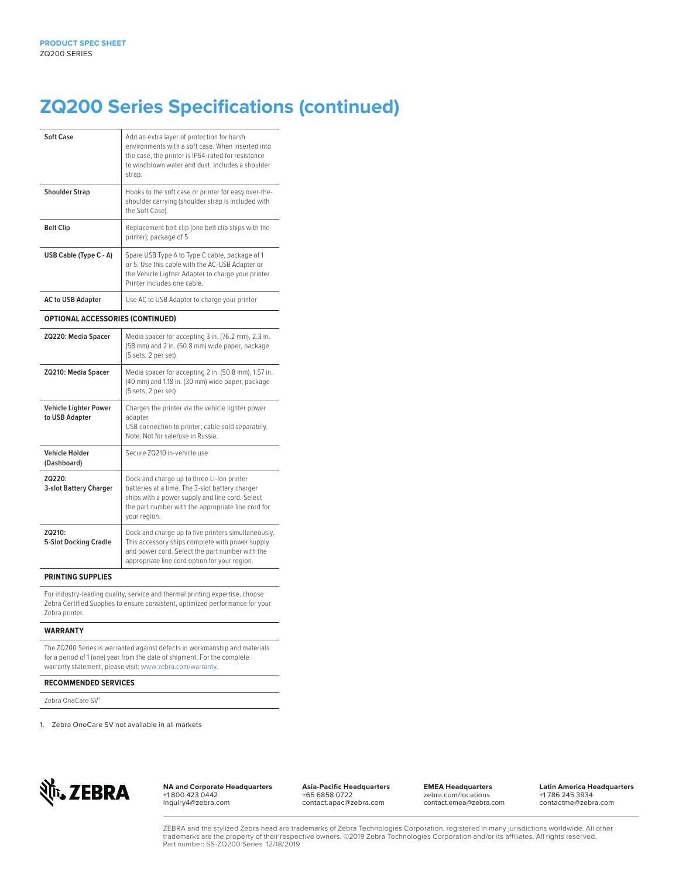# ZQ200 Series Specifications (continued)

| | |
|---|---|
| **Soft Case** | Add an extra layer of protection for harsh environments with a soft case. When inserted into the case, the printer is IP54-rated for resistance to windblown water and dust. Includes a shoulder strap. |
| **Shoulder Strap** | Hooks to the soft case or printer for easy over-the-shoulder carrying (shoulder strap is included with the Soft Case). |
| **Belt Clip** | Replacement belt clip (one belt clip ships with the printer); package of 5 |
| **USB Cable (Type C - A)** | Spare USB Type A to Type C cable, package of 1 or 5. Use this cable with the AC-USB Adapter or the Vehicle Lighter Adapter to charge your printer. Printer includes one cable. |
| **AC to USB Adapter** | Use AC to USB Adapter to charge your printer |

**OPTIONAL ACCESSORIES (CONTINUED)**

| | |
|---|---|
| **ZQ220: Media Spacer** | Media spacer for accepting 3 in. (76.2 mm), 2.3 in. (58 mm) and 2 in. (50.8 mm) wide paper, package (5 sets, 2 per set) |
| **ZQ210: Media Spacer** | Media spacer for accepting 2 in. (50.8 mm), 1.57 in. (40 mm) and 1.18 in. (30 mm) wide paper, package (5 sets, 2 per set) |
| **Vehicle Lighter Power to USB Adapter** | Charges the printer via the vehicle lighter power adapter. USB connection to printer; cable sold separately. Note: Not for sale/use in Russia. |
| **Vehicle Holder (Dashboard)** | Secure ZQ210 in-vehicle use |
| **ZQ220: 3-slot Battery Charger** | Dock and charge up to three Li-Ion printer batteries at a time. The 3-slot battery charger ships with a power supply and line cord. Select the part number with the appropriate line cord for your region. |
| **ZQ210: 5-Slot Docking Cradle** | Dock and charge up to five printers simultaneously. This accessory ships complete with power supply and power cord. Select the part number with the appropriate line cord option for your region. |

**PRINTING SUPPLIES**

For industry-leading quality, service and thermal printing expertise, choose Zebra Certified Supplies to ensure consistent, optimized performance for your Zebra printer.

**WARRANTY**

The ZQ200 Series is warranted against defects in workmanship and materials for a period of 1 (one) year from the date of shipment. For the complete warranty statement, please visit: www.zebra.com/warranty.

**RECOMMENDED SERVICES**

Zebra OneCare SV[1]

1. Zebra OneCare SV not available in all markets

**NA and Corporate Headquarters**
+1 800 423 0442
inquiry4@zebra.com

**Asia-Pacific Headquarters**
+65 6858 0722
contact.apac@zebra.com

**EMEA Headquarters**
zebra.com/locations
contact.emea@zebra.com

**Latin America Headquarters**
+1 786 245 3934
contactme@zebra.com

ZEBRA and the stylized Zebra head are trademarks of Zebra Technologies Corporation, registered in many jurisdictions worldwide. All other trademarks are the property of their respective owners. ©2019 Zebra Technologies Corporation and/or its affiliates. All rights reserved.
Part number: SS-ZQ200 Series 12/18/2019